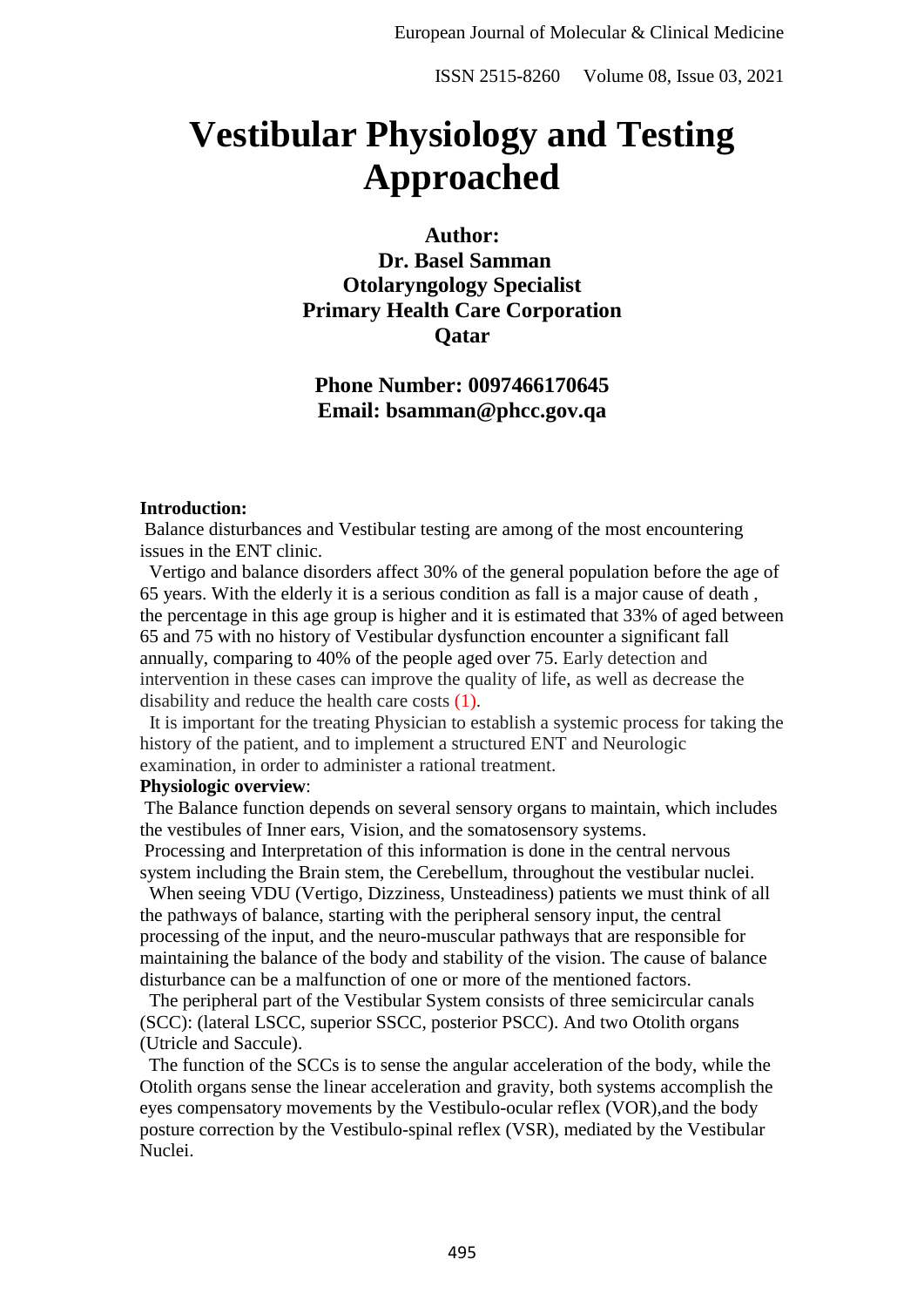# Vestibular Physiology and Testing Approached

**Author:**
**Dr. Basel Samman**
**Otolaryngology Specialist**
**Primary Health Care Corporation**
**Qatar**

**Phone Number: 0097466170645**
**Email: bsamman@phcc.gov.qa**

**Introduction:**

Balance disturbances and Vestibular testing are among of the most encountering issues in the ENT clinic.

Vertigo and balance disorders affect 30% of the general population before the age of 65 years. With the elderly it is a serious condition as fall is a major cause of death , the percentage in this age group is higher and it is estimated that 33% of aged between 65 and 75 with no history of Vestibular dysfunction encounter a significant fall annually, comparing to 40% of the people aged over 75. Early detection and intervention in these cases can improve the quality of life, as well as decrease the disability and reduce the health care costs (1).

It is important for the treating Physician to establish a systemic process for taking the history of the patient, and to implement a structured ENT and Neurologic examination, in order to administer a rational treatment.

**Physiologic overview**:

The Balance function depends on several sensory organs to maintain, which includes the vestibules of Inner ears, Vision, and the somatosensory systems.

Processing and Interpretation of this information is done in the central nervous system including the Brain stem, the Cerebellum, throughout the vestibular nuclei.

When seeing VDU (Vertigo, Dizziness, Unsteadiness) patients we must think of all the pathways of balance, starting with the peripheral sensory input, the central processing of the input, and the neuro-muscular pathways that are responsible for maintaining the balance of the body and stability of the vision. The cause of balance disturbance can be a malfunction of one or more of the mentioned factors.

The peripheral part of the Vestibular System consists of three semicircular canals (SCC): (lateral LSCC, superior SSCC, posterior PSCC). And two Otolith organs (Utricle and Saccule).

The function of the SCCs is to sense the angular acceleration of the body, while the Otolith organs sense the linear acceleration and gravity, both systems accomplish the eyes compensatory movements by the Vestibulo-ocular reflex (VOR),and the body posture correction by the Vestibulo-spinal reflex (VSR), mediated by the Vestibular Nuclei.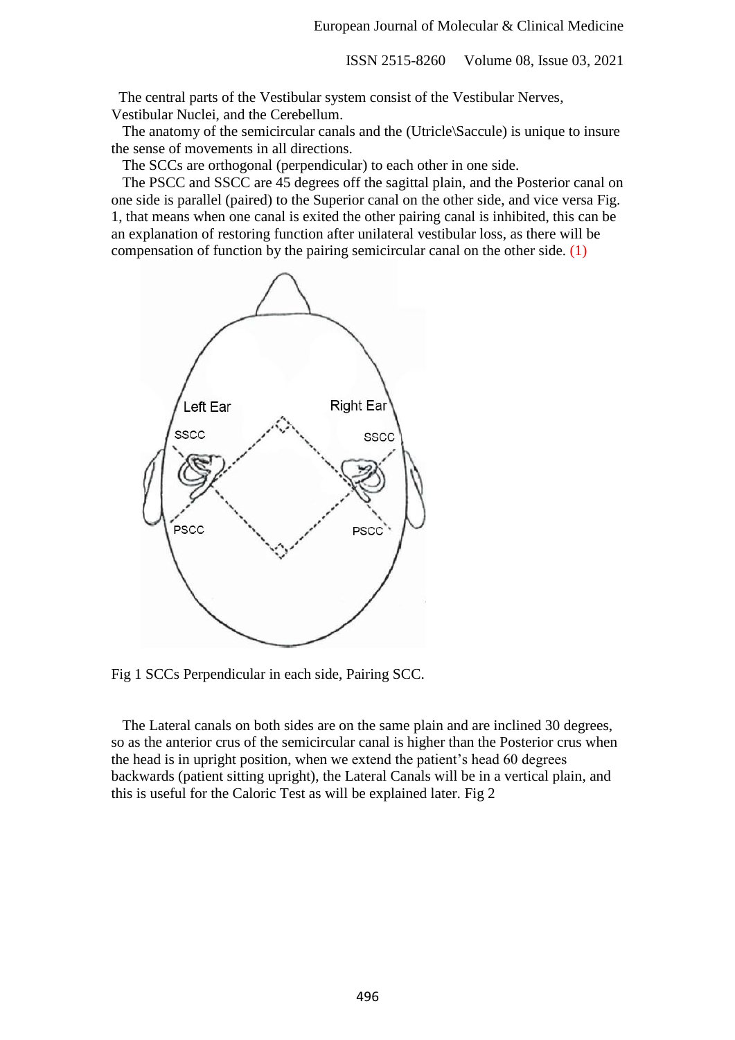The central parts of the Vestibular system consist of the Vestibular Nerves, Vestibular Nuclei, and the Cerebellum.

The anatomy of the semicircular canals and the (Utricle\Saccule) is unique to insure the sense of movements in all directions.

The SCCs are orthogonal (perpendicular) to each other in one side.

The PSCC and SSCC are 45 degrees off the sagittal plain, and the Posterior canal on one side is parallel (paired) to the Superior canal on the other side, and vice versa Fig. 1, that means when one canal is exited the other pairing canal is inhibited, this can be an explanation of restoring function after unilateral vestibular loss, as there will be compensation of function by the pairing semicircular canal on the other side. (1)

Fig 1 SCCs Perpendicular in each side, Pairing SCC.

The Lateral canals on both sides are on the same plain and are inclined 30 degrees, so as the anterior crus of the semicircular canal is higher than the Posterior crus when the head is in upright position, when we extend the patient's head 60 degrees backwards (patient sitting upright), the Lateral Canals will be in a vertical plain, and this is useful for the Caloric Test as will be explained later. Fig 2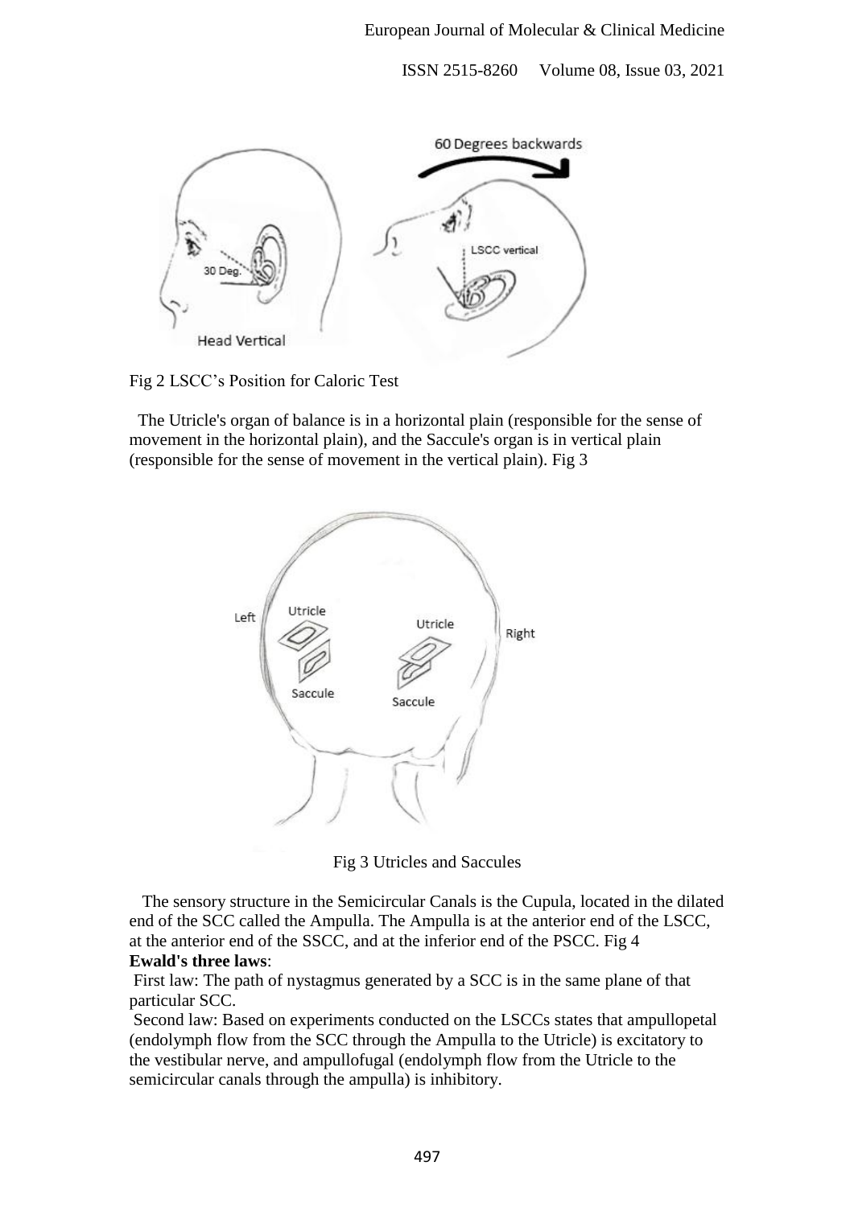Fig 2 LSCC's Position for Caloric Test

The Utricle's organ of balance is in a horizontal plain (responsible for the sense of movement in the horizontal plain), and the Saccule's organ is in vertical plain (responsible for the sense of movement in the vertical plain). Fig 3

Fig 3 Utricles and Saccules

The sensory structure in the Semicircular Canals is the Cupula, located in the dilated end of the SCC called the Ampulla. The Ampulla is at the anterior end of the LSCC, at the anterior end of the SSCC, and at the inferior end of the PSCC. Fig 4

**Ewald's three laws**:

First law: The path of nystagmus generated by a SCC is in the same plane of that particular SCC.

Second law: Based on experiments conducted on the LSCCs states that ampullopetal (endolymph flow from the SCC through the Ampulla to the Utricle) is excitatory to the vestibular nerve, and ampullofugal (endolymph flow from the Utricle to the semicircular canals through the ampulla) is inhibitory.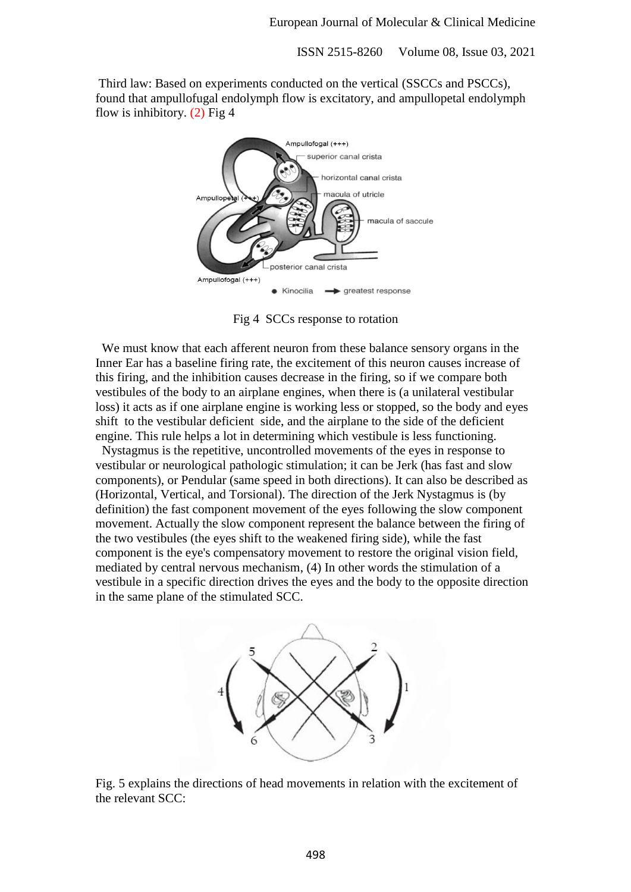Third law: Based on experiments conducted on the vertical (SSCCs and PSCCs), found that ampullofugal endolymph flow is excitatory, and ampullopetal endolymph flow is inhibitory. (2) Fig 4

Fig 4 SCCs response to rotation

We must know that each afferent neuron from these balance sensory organs in the Inner Ear has a baseline firing rate, the excitement of this neuron causes increase of this firing, and the inhibition causes decrease in the firing, so if we compare both vestibules of the body to an airplane engines, when there is (a unilateral vestibular loss) it acts as if one airplane engine is working less or stopped, so the body and eyes shift to the vestibular deficient side, and the airplane to the side of the deficient engine. This rule helps a lot in determining which vestibule is less functioning.

Nystagmus is the repetitive, uncontrolled movements of the eyes in response to vestibular or neurological pathologic stimulation; it can be Jerk (has fast and slow components), or Pendular (same speed in both directions). It can also be described as (Horizontal, Vertical, and Torsional). The direction of the Jerk Nystagmus is (by definition) the fast component movement of the eyes following the slow component movement. Actually the slow component represent the balance between the firing of the two vestibules (the eyes shift to the weakened firing side), while the fast component is the eye's compensatory movement to restore the original vision field, mediated by central nervous mechanism, (4) In other words the stimulation of a vestibule in a specific direction drives the eyes and the body to the opposite direction in the same plane of the stimulated SCC.

Fig. 5 explains the directions of head movements in relation with the excitement of the relevant SCC: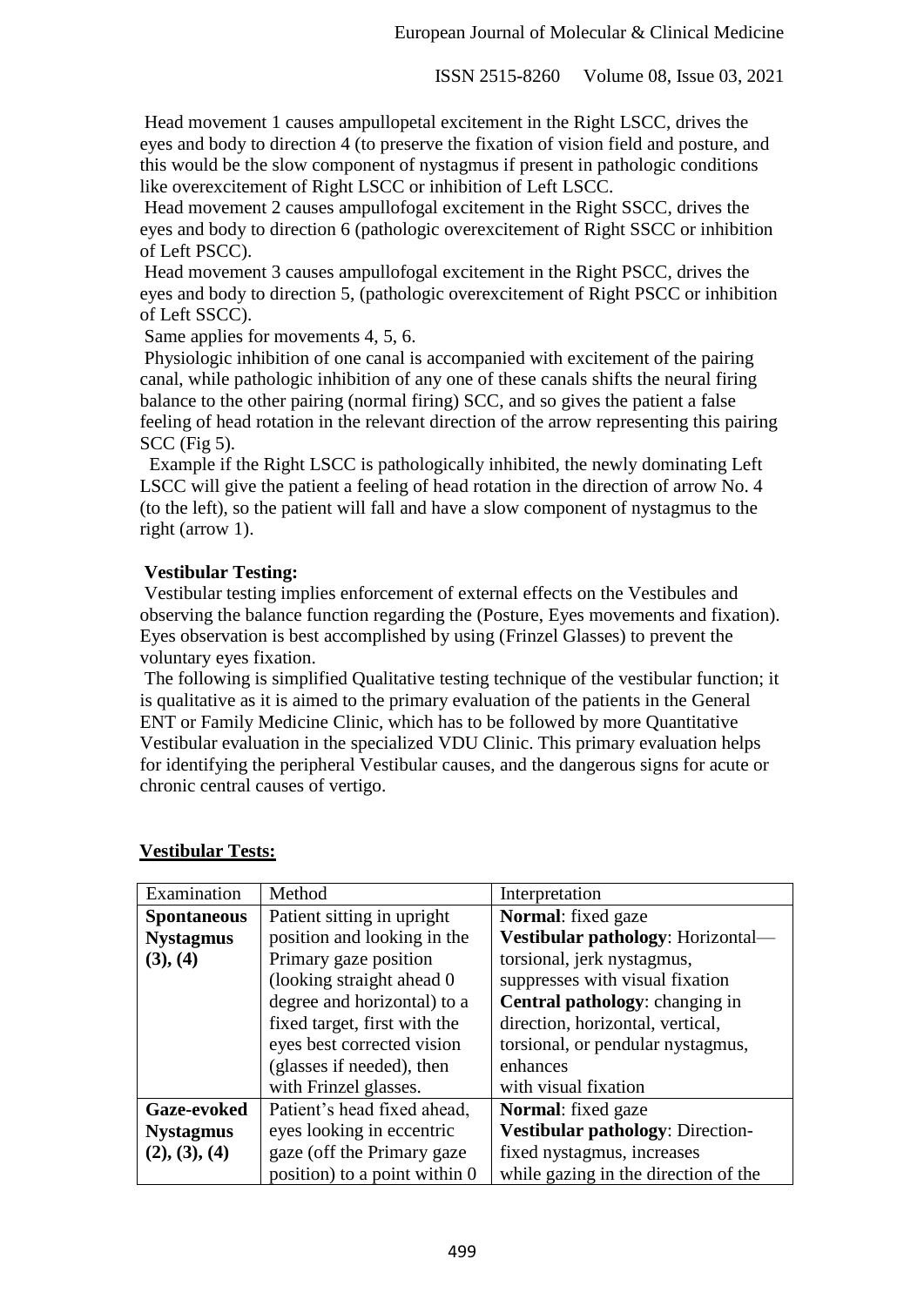Head movement 1 causes ampullopetal excitement in the Right LSCC, drives the eyes and body to direction 4 (to preserve the fixation of vision field and posture, and this would be the slow component of nystagmus if present in pathologic conditions like overexcitement of Right LSCC or inhibition of Left LSCC.

Head movement 2 causes ampullofogal excitement in the Right SSCC, drives the eyes and body to direction 6 (pathologic overexcitement of Right SSCC or inhibition of Left PSCC).

Head movement 3 causes ampullofogal excitement in the Right PSCC, drives the eyes and body to direction 5, (pathologic overexcitement of Right PSCC or inhibition of Left SSCC).

Same applies for movements 4, 5, 6.

Physiologic inhibition of one canal is accompanied with excitement of the pairing canal, while pathologic inhibition of any one of these canals shifts the neural firing balance to the other pairing (normal firing) SCC, and so gives the patient a false feeling of head rotation in the relevant direction of the arrow representing this pairing SCC (Fig 5).

Example if the Right LSCC is pathologically inhibited, the newly dominating Left LSCC will give the patient a feeling of head rotation in the direction of arrow No. 4 (to the left), so the patient will fall and have a slow component of nystagmus to the right (arrow 1).

**Vestibular Testing:**

Vestibular testing implies enforcement of external effects on the Vestibules and observing the balance function regarding the (Posture, Eyes movements and fixation). Eyes observation is best accomplished by using (Frinzel Glasses) to prevent the voluntary eyes fixation.

The following is simplified Qualitative testing technique of the vestibular function; it is qualitative as it is aimed to the primary evaluation of the patients in the General ENT or Family Medicine Clinic, which has to be followed by more Quantitative Vestibular evaluation in the specialized VDU Clinic. This primary evaluation helps for identifying the peripheral Vestibular causes, and the dangerous signs for acute or chronic central causes of vertigo.

**Vestibular Tests:**

| Examination | Method | Interpretation |
|---|---|---|
| **Spontaneous Nystagmus (3), (4)** | Patient sitting in upright position and looking in the Primary gaze position (looking straight ahead 0 degree and horizontal) to a fixed target, first with the eyes best corrected vision (glasses if needed), then with Frinzel glasses. | **Normal**: fixed gaze<br>**Vestibular pathology**: Horizontal—torsional, jerk nystagmus, suppresses with visual fixation<br>**Central pathology**: changing in direction, horizontal, vertical, torsional, or pendular nystagmus, enhances with visual fixation |
| **Gaze-evoked Nystagmus (2), (3), (4)** | Patient's head fixed ahead, eyes looking in eccentric gaze (off the Primary gaze position) to a point within 0 | **Normal**: fixed gaze<br>**Vestibular pathology**: Direction-fixed nystagmus, increases while gazing in the direction of the |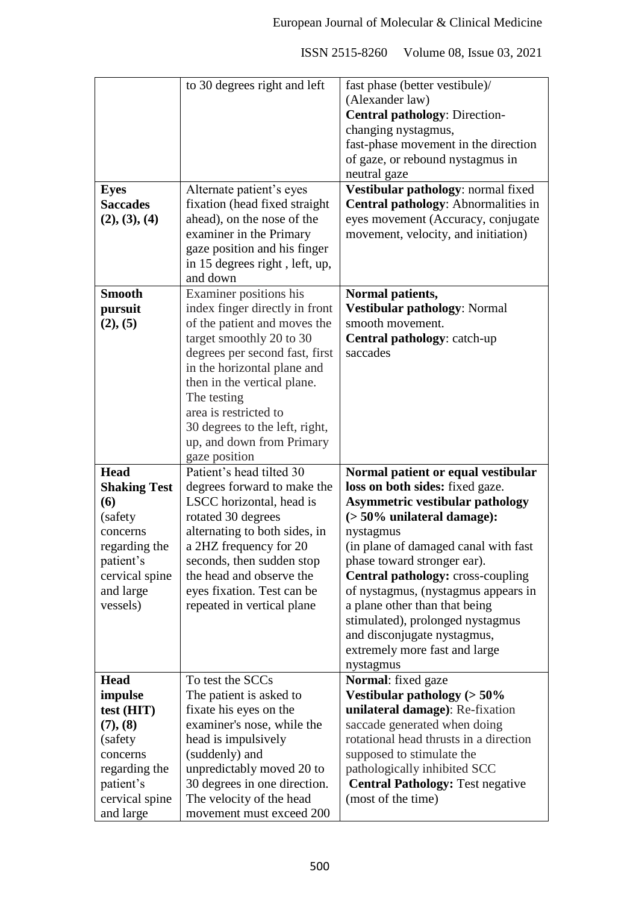| | | |
|---|---|---|
| | to 30 degrees right and left | fast phase (better vestibule)/ (Alexander law) **Central pathology**: Direction-changing nystagmus, fast-phase movement in the direction of gaze, or rebound nystagmus in neutral gaze |
| **Eyes Saccades (2), (3), (4)** | Alternate patient's eyes fixation (head fixed straight ahead), on the nose of the examiner in the Primary gaze position and his finger in 15 degrees right , left, up, and down | **Vestibular pathology**: normal fixed **Central pathology**: Abnormalities in eyes movement (Accuracy, conjugate movement, velocity, and initiation) |
| **Smooth pursuit (2), (5)** | Examiner positions his index finger directly in front of the patient and moves the target smoothly 20 to 30 degrees per second fast, first in the horizontal plane and then in the vertical plane. The testing area is restricted to 30 degrees to the left, right, up, and down from Primary gaze position | **Normal patients, Vestibular pathology**: Normal smooth movement. **Central pathology**: catch-up saccades |
| **Head Shaking Test (6)** (safety concerns regarding the patient's cervical spine and large vessels) | Patient's head tilted 30 degrees forward to make the LSCC horizontal, head is rotated 30 degrees alternating to both sides, in a 2HZ frequency for 20 seconds, then sudden stop the head and observe the eyes fixation. Test can be repeated in vertical plane | **Normal patient or equal vestibular loss on both sides:** fixed gaze. **Asymmetric vestibular pathology (> 50% unilateral damage):** nystagmus (in plane of damaged canal with fast phase toward stronger ear). **Central pathology:** cross-coupling of nystagmus, (nystagmus appears in a plane other than that being stimulated), prolonged nystagmus and disconjugate nystagmus, extremely more fast and large nystagmus |
| **Head impulse test (HIT) (7), (8)** (safety concerns regarding the patient's cervical spine and large | To test the SCCs The patient is asked to fixate his eyes on the examiner's nose, while the head is impulsively (suddenly) and unpredictably moved 20 to 30 degrees in one direction. The velocity of the head movement must exceed 200 | **Normal**: fixed gaze **Vestibular pathology (> 50% unilateral damage)**: Re-fixation saccade generated when doing rotational head thrusts in a direction supposed to stimulate the pathologically inhibited SCC **Central Pathology:** Test negative (most of the time) |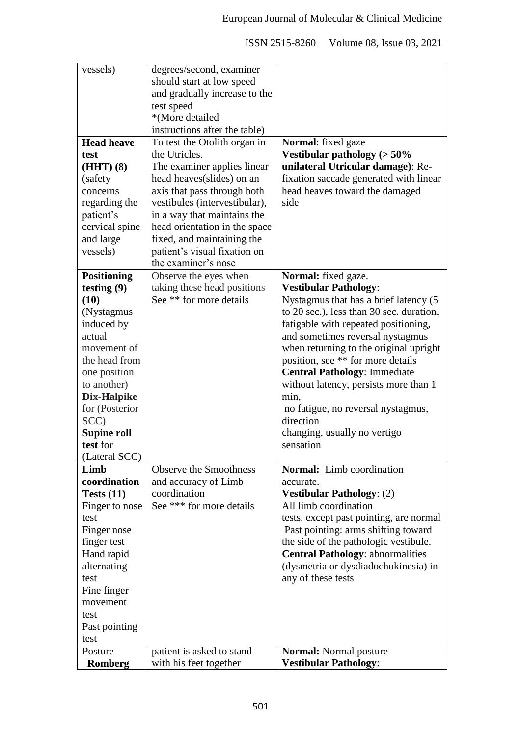| | | |
|---|---|---|
| vessels) | degrees/second, examiner should start at low speed and gradually increase to the test speed *(More detailed instructions after the table) | |
| **Head heave test (HHT) (8)** (safety concerns regarding the patient's cervical spine and large vessels) | To test the Otolith organ in the Utricles. The examiner applies linear head heaves(slides) on an axis that pass through both vestibules (intervestibular), in a way that maintains the head orientation in the space fixed, and maintaining the patient's visual fixation on the examiner's nose | **Normal**: fixed gaze **Vestibular pathology (> 50% unilateral Utricular damage)**: Re-fixation saccade generated with linear head heaves toward the damaged side |
| **Positioning testing (9) (10)** (Nystagmus induced by actual movement of the head from one position to another) **Dix-Halpike** for (Posterior SCC) **Supine roll test** for (Lateral SCC) | Observe the eyes when taking these head positions See ** for more details | **Normal:** fixed gaze. **Vestibular Pathology**: Nystagmus that has a brief latency (5 to 20 sec.), less than 30 sec. duration, fatigable with repeated positioning, and sometimes reversal nystagmus when returning to the original upright position, see ** for more details **Central Pathology**: Immediate without latency, persists more than 1 min, no fatigue, no reversal nystagmus, direction changing, usually no vertigo sensation |
| **Limb coordination Tests (11)** Finger to nose test Finger nose finger test Hand rapid alternating test Fine finger movement test Past pointing test | Observe the Smoothness and accuracy of Limb coordination See *** for more details | **Normal:** Limb coordination accurate. **Vestibular Pathology**: (2) All limb coordination tests, except past pointing, are normal Past pointing: arms shifting toward the side of the pathologic vestibule. **Central Pathology**: abnormalities (dysmetria or dysdiadochokinesia) in any of these tests |
| Posture **Romberg** | patient is asked to stand with his feet together | **Normal:** Normal posture **Vestibular Pathology**: |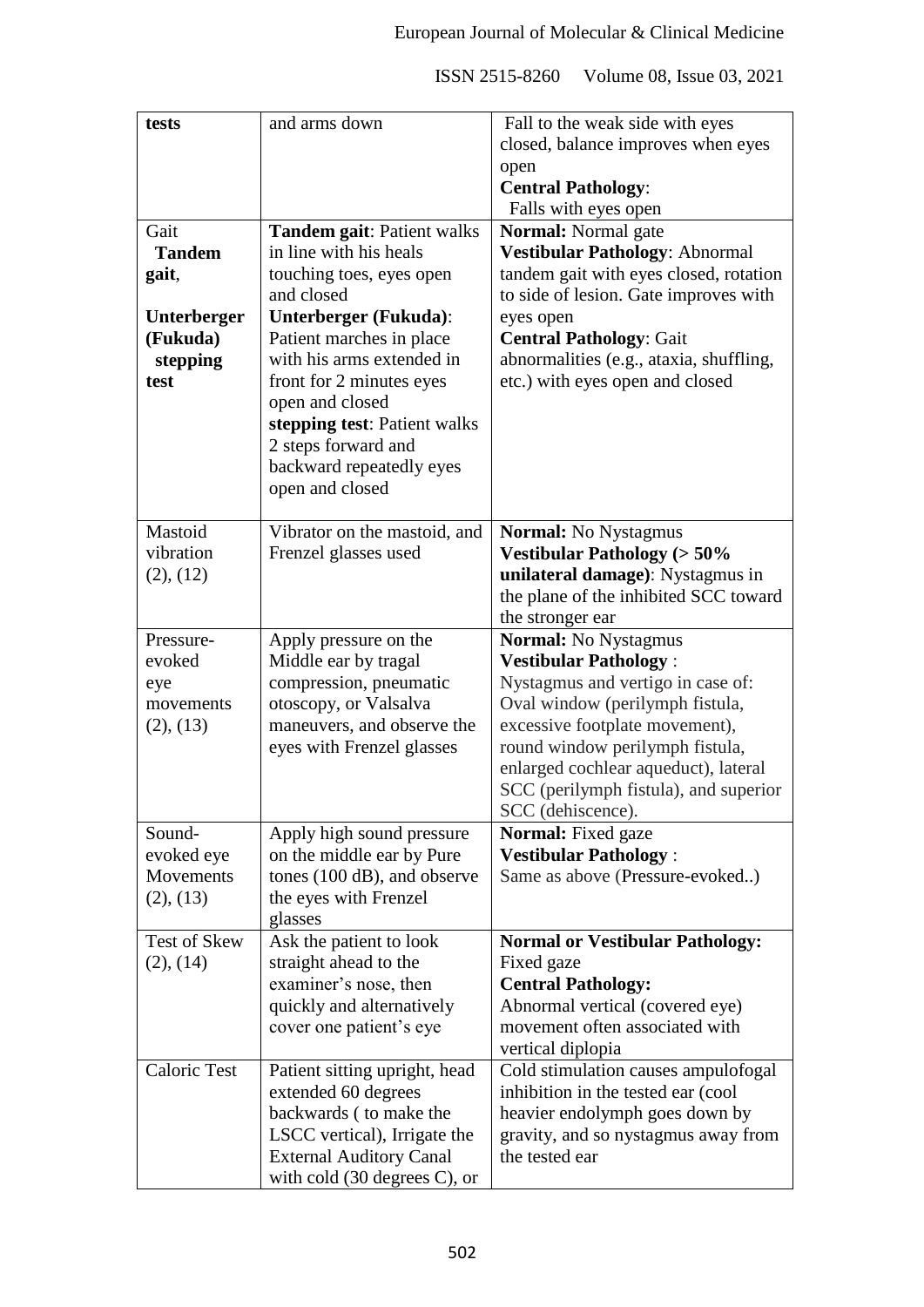| | | |
|---|---|---|
| **tests** | and arms down | Fall to the weak side with eyes closed, balance improves when eyes open<br>**Central Pathology**:<br>Falls with eyes open |
| Gait<br>**Tandem gait**,<br>**Unterberger (Fukuda) stepping test** | **Tandem gait**: Patient walks in line with his heals touching toes, eyes open and closed<br>**Unterberger (Fukuda)**: Patient marches in place with his arms extended in front for 2 minutes eyes open and closed<br>**stepping test**: Patient walks 2 steps forward and backward repeatedly eyes open and closed | **Normal:** Normal gate<br>**Vestibular Pathology**: Abnormal tandem gait with eyes closed, rotation to side of lesion. Gate improves with eyes open<br>**Central Pathology**: Gait abnormalities (e.g., ataxia, shuffling, etc.) with eyes open and closed |
| Mastoid vibration (2), (12) | Vibrator on the mastoid, and Frenzel glasses used | **Normal:** No Nystagmus<br>**Vestibular Pathology (> 50% unilateral damage)**: Nystagmus in the plane of the inhibited SCC toward the stronger ear |
| Pressure-evoked eye movements (2), (13) | Apply pressure on the Middle ear by tragal compression, pneumatic otoscopy, or Valsalva maneuvers, and observe the eyes with Frenzel glasses | **Normal:** No Nystagmus<br>**Vestibular Pathology** :<br>Nystagmus and vertigo in case of: Oval window (perilymph fistula, excessive footplate movement), round window perilymph fistula, enlarged cochlear aqueduct), lateral SCC (perilymph fistula), and superior SCC (dehiscence). |
| Sound-evoked eye Movements (2), (13) | Apply high sound pressure on the middle ear by Pure tones (100 dB), and observe the eyes with Frenzel glasses | **Normal:** Fixed gaze<br>**Vestibular Pathology** :<br>Same as above (Pressure-evoked..) |
| Test of Skew (2), (14) | Ask the patient to look straight ahead to the examiner's nose, then quickly and alternatively cover one patient's eye | **Normal or Vestibular Pathology:**<br>Fixed gaze<br>**Central Pathology:**<br>Abnormal vertical (covered eye) movement often associated with vertical diplopia |
| Caloric Test | Patient sitting upright, head extended 60 degrees backwards ( to make the LSCC vertical), Irrigate the External Auditory Canal with cold (30 degrees C), or | Cold stimulation causes ampulofogal inhibition in the tested ear (cool heavier endolymph goes down by gravity, and so nystagmus away from the tested ear |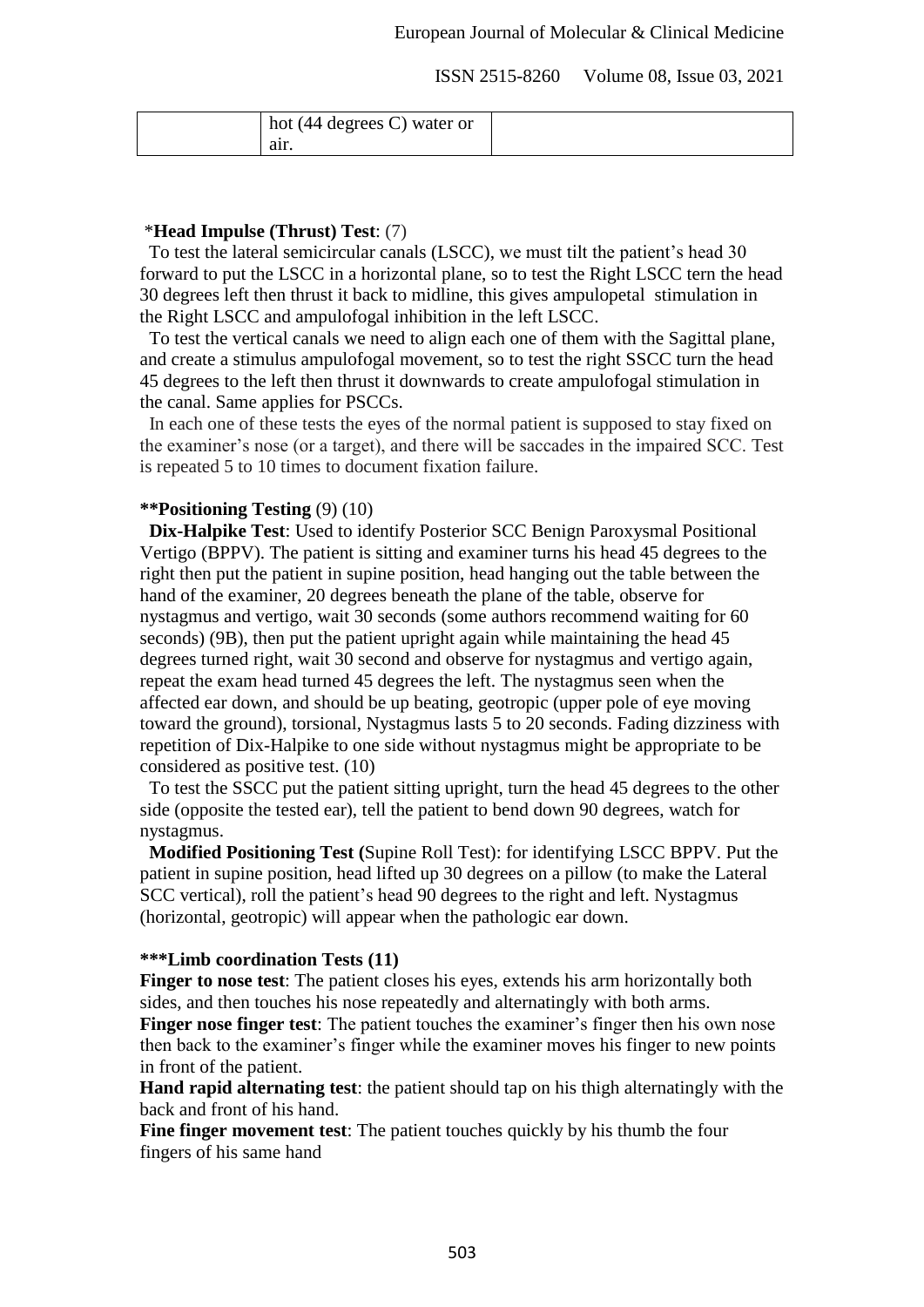| | hot (44 degrees C) water or air. | |
|---|---|---|

*Head Impulse (Thrust) Test: (7)

To test the lateral semicircular canals (LSCC), we must tilt the patient's head 30 forward to put the LSCC in a horizontal plane, so to test the Right LSCC tern the head 30 degrees left then thrust it back to midline, this gives ampulopetal stimulation in the Right LSCC and ampulofogal inhibition in the left LSCC.

To test the vertical canals we need to align each one of them with the Sagittal plane, and create a stimulus ampulofogal movement, so to test the right SSCC turn the head 45 degrees to the left then thrust it downwards to create ampulofogal stimulation in the canal. Same applies for PSCCs.

In each one of these tests the eyes of the normal patient is supposed to stay fixed on the examiner's nose (or a target), and there will be saccades in the impaired SCC. Test is repeated 5 to 10 times to document fixation failure.

**Positioning Testing (9) (10)

**Dix-Halpike Test**: Used to identify Posterior SCC Benign Paroxysmal Positional Vertigo (BPPV). The patient is sitting and examiner turns his head 45 degrees to the right then put the patient in supine position, head hanging out the table between the hand of the examiner, 20 degrees beneath the plane of the table, observe for nystagmus and vertigo, wait 30 seconds (some authors recommend waiting for 60 seconds) (9B), then put the patient upright again while maintaining the head 45 degrees turned right, wait 30 second and observe for nystagmus and vertigo again, repeat the exam head turned 45 degrees the left. The nystagmus seen when the affected ear down, and should be up beating, geotropic (upper pole of eye moving toward the ground), torsional, Nystagmus lasts 5 to 20 seconds. Fading dizziness with repetition of Dix-Halpike to one side without nystagmus might be appropriate to be considered as positive test. (10)

To test the SSCC put the patient sitting upright, turn the head 45 degrees to the other side (opposite the tested ear), tell the patient to bend down 90 degrees, watch for nystagmus.

**Modified Positioning Test (**Supine Roll Test): for identifying LSCC BPPV. Put the patient in supine position, head lifted up 30 degrees on a pillow (to make the Lateral SCC vertical), roll the patient's head 90 degrees to the right and left. Nystagmus (horizontal, geotropic) will appear when the pathologic ear down.

***Limb coordination Tests (11)

**Finger to nose test**: The patient closes his eyes, extends his arm horizontally both sides, and then touches his nose repeatedly and alternatingly with both arms.
**Finger nose finger test**: The patient touches the examiner's finger then his own nose then back to the examiner's finger while the examiner moves his finger to new points in front of the patient.
**Hand rapid alternating test**: the patient should tap on his thigh alternatingly with the back and front of his hand.
**Fine finger movement test**: The patient touches quickly by his thumb the four fingers of his same hand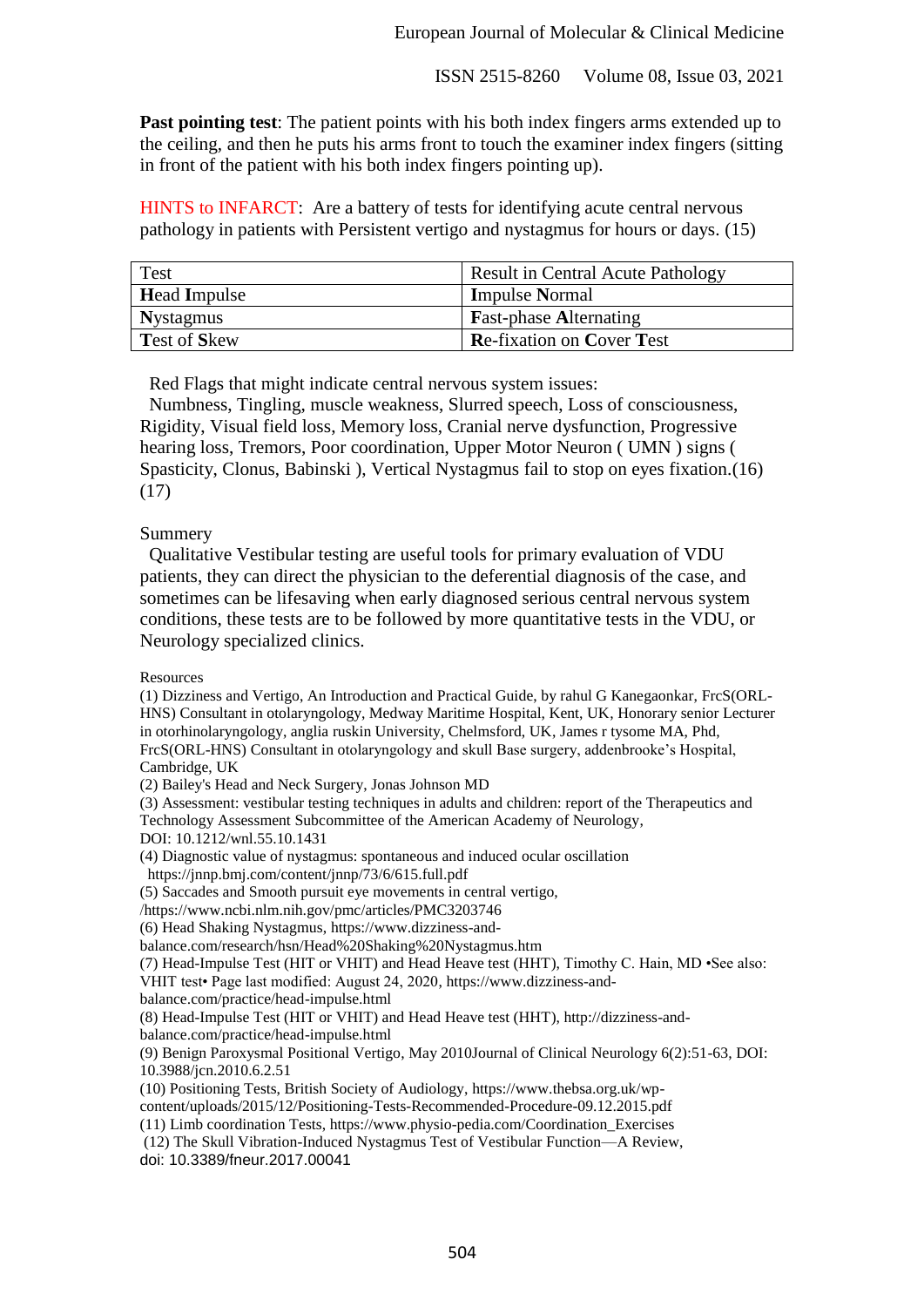**Past pointing test**: The patient points with his both index fingers arms extended up to the ceiling, and then he puts his arms front to touch the examiner index fingers (sitting in front of the patient with his both index fingers pointing up).

HINTS to INFARCT: Are a battery of tests for identifying acute central nervous pathology in patients with Persistent vertigo and nystagmus for hours or days. (15)

| Test | Result in Central Acute Pathology |
|---|---|
| **H**ead **I**mpulse | **I**mpulse **N**ormal |
| **N**ystagmus | **F**ast-phase **A**lternating |
| **T**est of **S**kew | **R**e-fixation on **C**over **T**est |

Red Flags that might indicate central nervous system issues:
Numbness, Tingling, muscle weakness, Slurred speech, Loss of consciousness, Rigidity, Visual field loss, Memory loss, Cranial nerve dysfunction, Progressive hearing loss, Tremors, Poor coordination, Upper Motor Neuron ( UMN ) signs ( Spasticity, Clonus, Babinski ), Vertical Nystagmus fail to stop on eyes fixation.(16) (17)

## Summery

Qualitative Vestibular testing are useful tools for primary evaluation of VDU patients, they can direct the physician to the deferential diagnosis of the case, and sometimes can be lifesaving when early diagnosed serious central nervous system conditions, these tests are to be followed by more quantitative tests in the VDU, or Neurology specialized clinics.

## Resources

(1) Dizziness and Vertigo, An Introduction and Practical Guide, by rahul G Kanegaonkar, FrcS(ORL-HNS) Consultant in otolaryngology, Medway Maritime Hospital, Kent, UK, Honorary senior Lecturer in otorhinolaryngology, anglia ruskin University, Chelmsford, UK, James r tysome MA, Phd, FrcS(ORL-HNS) Consultant in otolaryngology and skull Base surgery, addenbrooke's Hospital, Cambridge, UK

(2) Bailey's Head and Neck Surgery, Jonas Johnson MD

(3) Assessment: vestibular testing techniques in adults and children: report of the Therapeutics and Technology Assessment Subcommittee of the American Academy of Neurology,
DOI: 10.1212/wnl.55.10.1431

(4) Diagnostic value of nystagmus: spontaneous and induced ocular oscillation
https://jnnp.bmj.com/content/jnnp/73/6/615.full.pdf

(5) Saccades and Smooth pursuit eye movements in central vertigo,
/https://www.ncbi.nlm.nih.gov/pmc/articles/PMC3203746

(6) Head Shaking Nystagmus, https://www.dizziness-and-balance.com/research/hsn/Head%20Shaking%20Nystagmus.htm

(7) Head-Impulse Test (HIT or VHIT) and Head Heave test (HHT), Timothy C. Hain, MD •See also: VHIT test• Page last modified: August 24, 2020, https://www.dizziness-and-balance.com/practice/head-impulse.html

(8) Head-Impulse Test (HIT or VHIT) and Head Heave test (HHT), http://dizziness-and-balance.com/practice/head-impulse.html

(9) Benign Paroxysmal Positional Vertigo, May 2010Journal of Clinical Neurology 6(2):51-63, DOI: 10.3988/jcn.2010.6.2.51

(10) Positioning Tests, British Society of Audiology, https://www.thebsa.org.uk/wp-content/uploads/2015/12/Positioning-Tests-Recommended-Procedure-09.12.2015.pdf

(11) Limb coordination Tests, https://www.physio-pedia.com/Coordination_Exercises

(12) The Skull Vibration-Induced Nystagmus Test of Vestibular Function—A Review, doi: 10.3389/fneur.2017.00041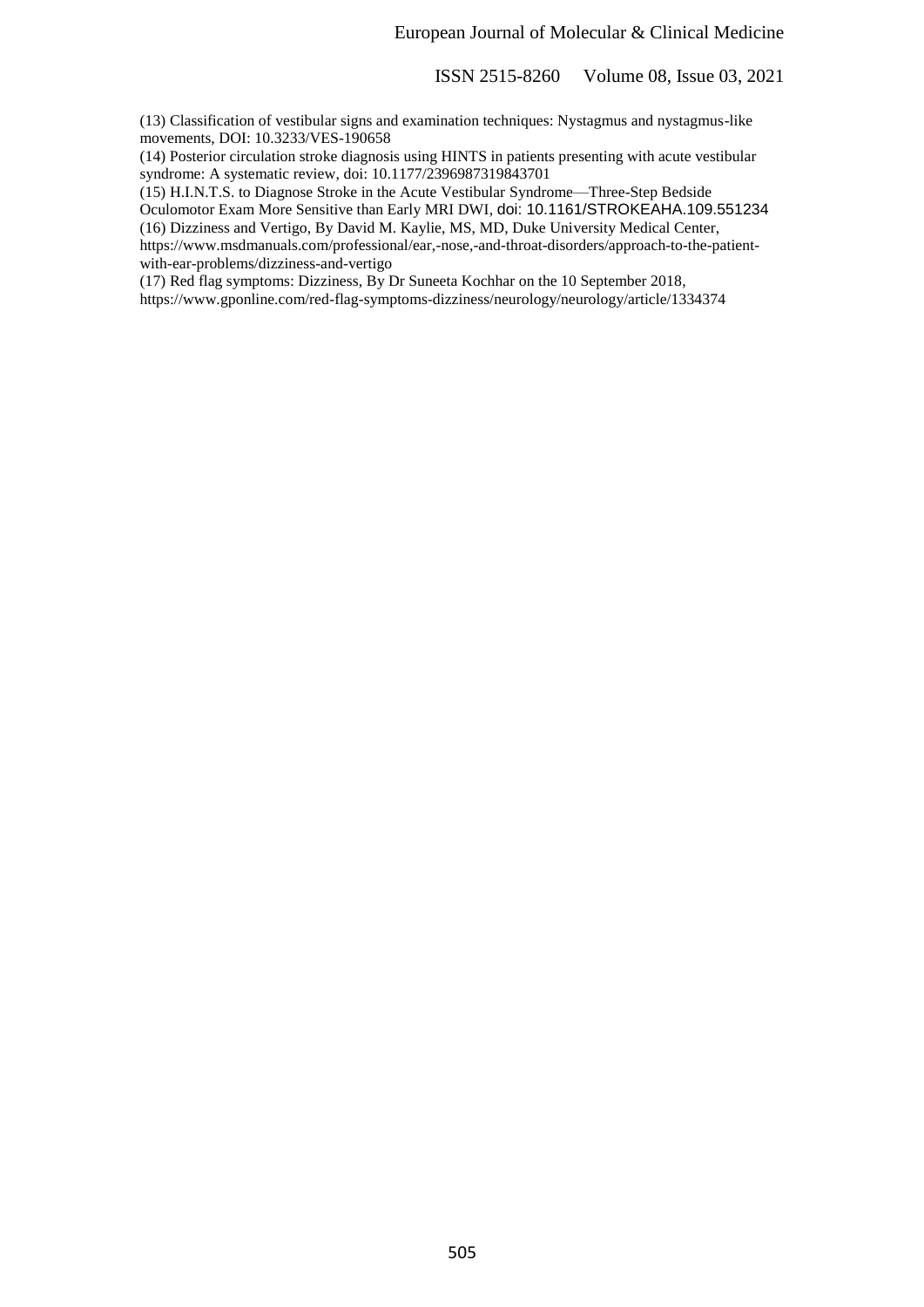(13) Classification of vestibular signs and examination techniques: Nystagmus and nystagmus-like movements, DOI: 10.3233/VES-190658

(14) Posterior circulation stroke diagnosis using HINTS in patients presenting with acute vestibular syndrome: A systematic review, doi: 10.1177/2396987319843701

(15) H.I.N.T.S. to Diagnose Stroke in the Acute Vestibular Syndrome—Three-Step Bedside Oculomotor Exam More Sensitive than Early MRI DWI, doi: 10.1161/STROKEAHA.109.551234

(16) Dizziness and Vertigo, By David M. Kaylie, MS, MD, Duke University Medical Center, https://www.msdmanuals.com/professional/ear,-nose,-and-throat-disorders/approach-to-the-patient-with-ear-problems/dizziness-and-vertigo

(17) Red flag symptoms: Dizziness, By Dr Suneeta Kochhar on the 10 September 2018, https://www.gponline.com/red-flag-symptoms-dizziness/neurology/neurology/article/1334374